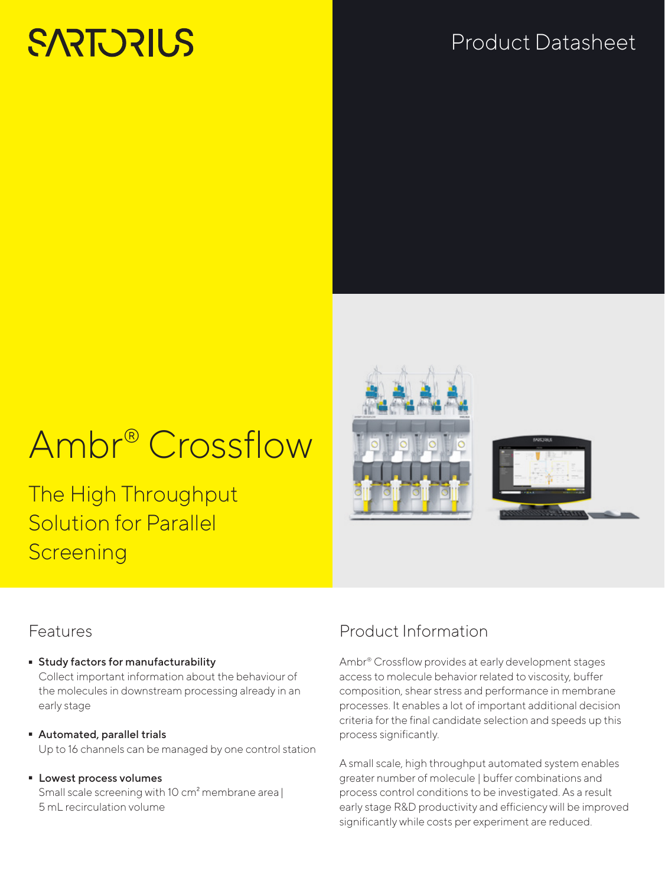SARTORIUS

Product Datasheet

# Ambr® Crossflow

## The High Throughput Solution for Parallel Screening

## Features

- **Study factors for manufacturability**
  Collect important information about the behaviour of the molecules in downstream processing already in an early stage

- **Automated, parallel trials**
  Up to 16 channels can be managed by one control station

- **Lowest process volumes**
  Small scale screening with 10 cm² membrane area | 5 mL recirculation volume

## Product Information

Ambr® Crossflow provides at early development stages access to molecule behavior related to viscosity, buffer composition, shear stress and performance in membrane processes. It enables a lot of important additional decision criteria for the final candidate selection and speeds up this process significantly.

A small scale, high throughput automated system enables greater number of molecule | buffer combinations and process control conditions to be investigated. As a result early stage R&D productivity and efficiency will be improved significantly while costs per experiment are reduced.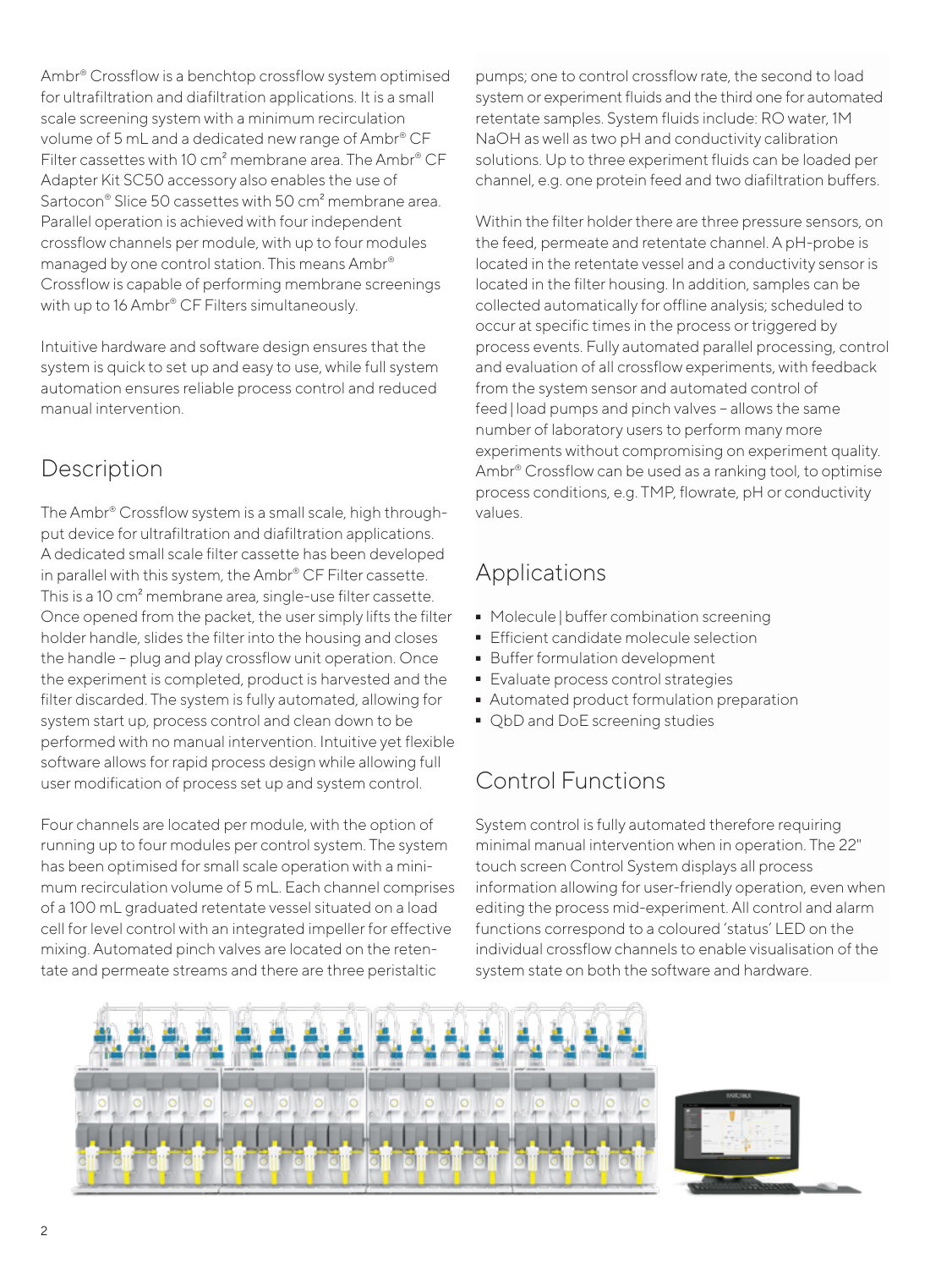Ambr® Crossflow is a benchtop crossflow system optimised for ultrafiltration and diafiltration applications. It is a small scale screening system with a minimum recirculation volume of 5 mL and a dedicated new range of Ambr® CF Filter cassettes with 10 cm² membrane area. The Ambr® CF Adapter Kit SC50 accessory also enables the use of Sartocon® Slice 50 cassettes with 50 cm² membrane area. Parallel operation is achieved with four independent crossflow channels per module, with up to four modules managed by one control station. This means Ambr® Crossflow is capable of performing membrane screenings with up to 16 Ambr® CF Filters simultaneously.

Intuitive hardware and software design ensures that the system is quick to set up and easy to use, while full system automation ensures reliable process control and reduced manual intervention.

## Description

The Ambr® Crossflow system is a small scale, high throughput device for ultrafiltration and diafiltration applications. A dedicated small scale filter cassette has been developed in parallel with this system, the Ambr® CF Filter cassette. This is a 10 cm² membrane area, single-use filter cassette. Once opened from the packet, the user simply lifts the filter holder handle, slides the filter into the housing and closes the handle – plug and play crossflow unit operation. Once the experiment is completed, product is harvested and the filter discarded. The system is fully automated, allowing for system start up, process control and clean down to be performed with no manual intervention. Intuitive yet flexible software allows for rapid process design while allowing full user modification of process set up and system control.

Four channels are located per module, with the option of running up to four modules per control system. The system has been optimised for small scale operation with a minimum recirculation volume of 5 mL. Each channel comprises of a 100 mL graduated retentate vessel situated on a load cell for level control with an integrated impeller for effective mixing. Automated pinch valves are located on the retentate and permeate streams and there are three peristaltic pumps; one to control crossflow rate, the second to load system or experiment fluids and the third one for automated retentate samples. System fluids include: RO water, 1M NaOH as well as two pH and conductivity calibration solutions. Up to three experiment fluids can be loaded per channel, e.g. one protein feed and two diafiltration buffers.

Within the filter holder there are three pressure sensors, on the feed, permeate and retentate channel. A pH-probe is located in the retentate vessel and a conductivity sensor is located in the filter housing. In addition, samples can be collected automatically for offline analysis; scheduled to occur at specific times in the process or triggered by process events. Fully automated parallel processing, control and evaluation of all crossflow experiments, with feedback from the system sensor and automated control of feed | load pumps and pinch valves – allows the same number of laboratory users to perform many more experiments without compromising on experiment quality. Ambr® Crossflow can be used as a ranking tool, to optimise process conditions, e.g. TMP, flowrate, pH or conductivity values.

## Applications

- Molecule | buffer combination screening
- Efficient candidate molecule selection
- Buffer formulation development
- Evaluate process control strategies
- Automated product formulation preparation
- QbD and DoE screening studies

## Control Functions

System control is fully automated therefore requiring minimal manual intervention when in operation. The 22" touch screen Control System displays all process information allowing for user-friendly operation, even when editing the process mid-experiment. All control and alarm functions correspond to a coloured 'status' LED on the individual crossflow channels to enable visualisation of the system state on both the software and hardware.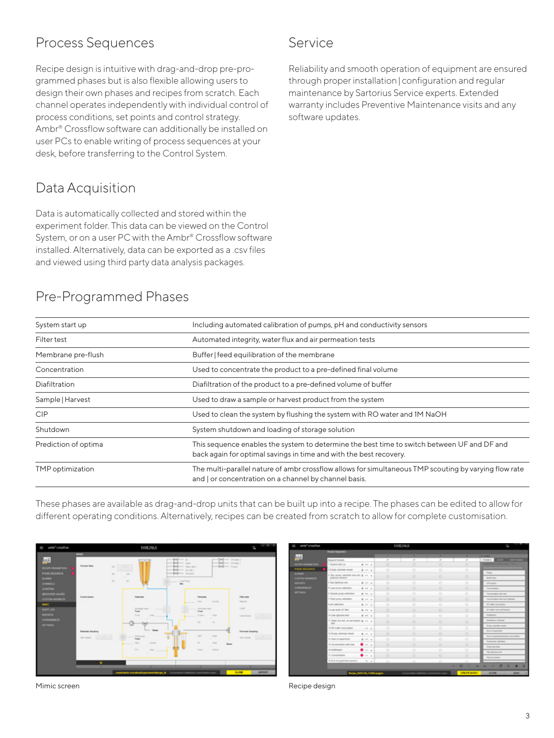## Process Sequences

Recipe design is intuitive with drag-and-drop pre-programmed phases but is also flexible allowing users to design their own phases and recipes from scratch. Each channel operates independently with individual control of process conditions, set points and control strategy. Ambr® Crossflow software can additionally be installed on user PCs to enable writing of process sequences at your desk, before transferring to the Control System.

## Data Acquisition

Data is automatically collected and stored within the experiment folder. This data can be viewed on the Control System, or on a user PC with the Ambr® Crossflow software installed. Alternatively, data can be exported as a .csv files and viewed using third party data analysis packages.

## Service

Reliability and smooth operation of equipment are ensured through proper installation | configuration and regular maintenance by Sartorius Service experts. Extended warranty includes Preventive Maintenance visits and any software updates.

## Pre-Programmed Phases

| | |
|---|---|
| System start up | Including automated calibration of pumps, pH and conductivity sensors |
| Filter test | Automated integrity, water flux and air permeation tests |
| Membrane pre-flush | Buffer \| feed equilibration of the membrane |
| Concentration | Used to concentrate the product to a pre-defined final volume |
| Diafiltration | Diafiltration of the product to a pre-defined volume of buffer |
| Sample \| Harvest | Used to draw a sample or harvest product from the system |
| CIP | Used to clean the system by flushing the system with RO water and 1M NaOH |
| Shutdown | System shutdown and loading of storage solution |
| Prediction of optima | This sequence enables the system to determine the best time to switch between UF and DF and back again for optimal savings in time and with the best recovery. |
| TMP optimization | The multi-parallel nature of ambr crossflow allows for simultaneous TMP scouting by varying flow rate and \| or concentration on a channel by channel basis. |

These phases are available as drag-and-drop units that can be built up into a recipe. The phases can be edited to allow for different operating conditions. Alternatively, recipes can be created from scratch to allow for complete customisation.

Mimic screen

Recipe design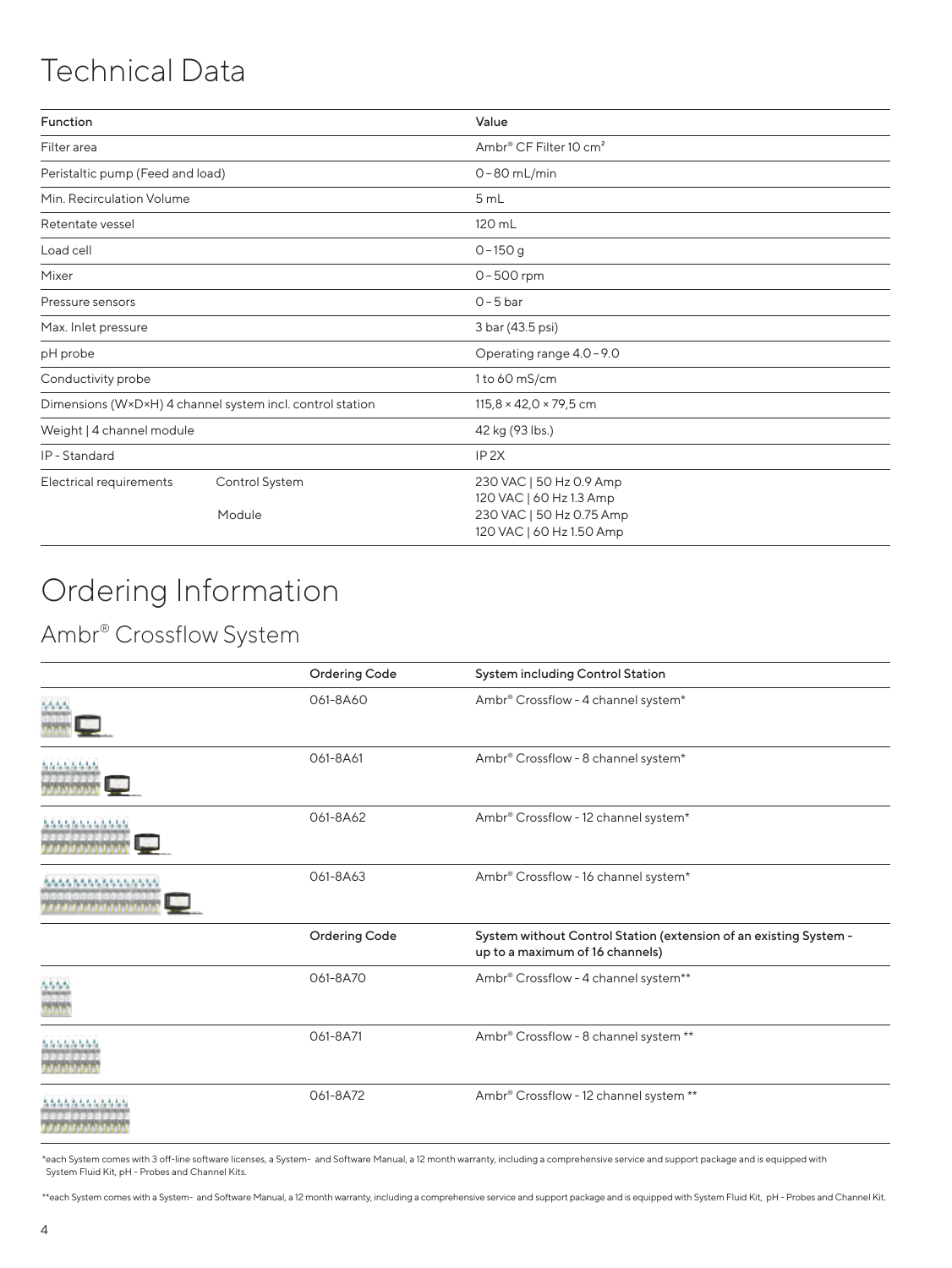# Technical Data

| Function | | Value |
|---|---|---|
| Filter area | | Ambr® CF Filter 10 cm² |
| Peristaltic pump (Feed and load) | | 0 – 80 mL/min |
| Min. Recirculation Volume | | 5 mL |
| Retentate vessel | | 120 mL |
| Load cell | | 0 – 150 g |
| Mixer | | 0 – 500 rpm |
| Pressure sensors | | 0 – 5 bar |
| Max. Inlet pressure | | 3 bar (43.5 psi) |
| pH probe | | Operating range 4.0 – 9.0 |
| Conductivity probe | | 1 to 60 mS/cm |
| Dimensions (W×D×H) 4 channel system incl. control station | | 115,8 × 42,0 × 79,5 cm |
| Weight \| 4 channel module | | 42 kg (93 lbs.) |
| IP - Standard | | IP 2X |
| Electrical requirements | Control System | 230 VAC \| 50 Hz 0.9 Amp<br>120 VAC \| 60 Hz 1.3 Amp |
| | Module | 230 VAC \| 50 Hz 0.75 Amp<br>120 VAC \| 60 Hz 1.50 Amp |

# Ordering Information

## Ambr® Crossflow System

| | Ordering Code | System including Control Station |
|---|---|---|
| | 061-8A60 | Ambr® Crossflow - 4 channel system* |
| | 061-8A61 | Ambr® Crossflow - 8 channel system* |
| | 061-8A62 | Ambr® Crossflow - 12 channel system* |
| | 061-8A63 | Ambr® Crossflow - 16 channel system* |
| | **Ordering Code** | **System without Control Station (extension of an existing System - up to a maximum of 16 channels)** |
| | 061-8A70 | Ambr® Crossflow - 4 channel system** |
| | 061-8A71 | Ambr® Crossflow - 8 channel system ** |
| | 061-8A72 | Ambr® Crossflow - 12 channel system ** |

*each System comes with 3 off-line software licenses, a System- and Software Manual, a 12 month warranty, including a comprehensive service and support package and is equipped with System Fluid Kit, pH - Probes and Channel Kits.

**each System comes with a System- and Software Manual, a 12 month warranty, including a comprehensive service and support package and is equipped with System Fluid Kit, pH - Probes and Channel Kit.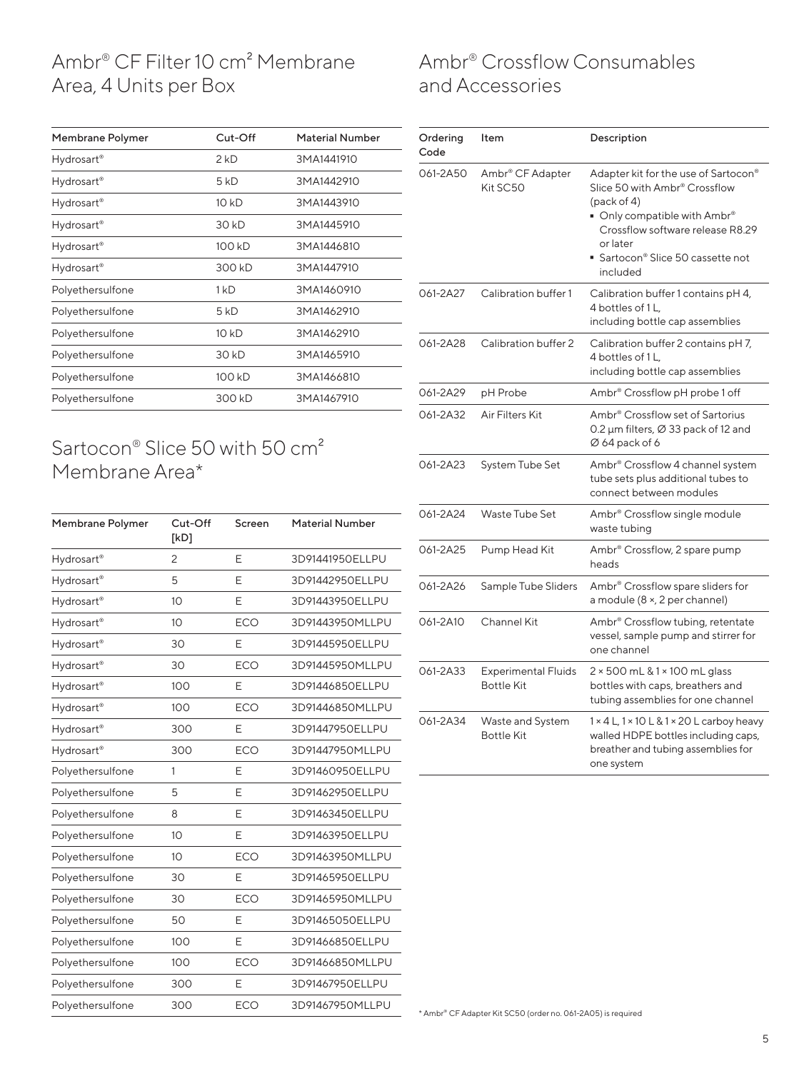## Ambr® CF Filter 10 cm² Membrane Area, 4 Units per Box

| Membrane Polymer | Cut-Off | Material Number |
|---|---|---|
| Hydrosart® | 2 kD | 3MA1441910 |
| Hydrosart® | 5 kD | 3MA1442910 |
| Hydrosart® | 10 kD | 3MA1443910 |
| Hydrosart® | 30 kD | 3MA1445910 |
| Hydrosart® | 100 kD | 3MA1446810 |
| Hydrosart® | 300 kD | 3MA1447910 |
| Polyethersulfone | 1 kD | 3MA1460910 |
| Polyethersulfone | 5 kD | 3MA1462910 |
| Polyethersulfone | 10 kD | 3MA1462910 |
| Polyethersulfone | 30 kD | 3MA1465910 |
| Polyethersulfone | 100 kD | 3MA1466810 |
| Polyethersulfone | 300 kD | 3MA1467910 |

## Sartocon® Slice 50 with 50 cm² Membrane Area*

| Membrane Polymer | Cut-Off [kD] | Screen | Material Number |
|---|---|---|---|
| Hydrosart® | 2 | E | 3D91441950ELLPU |
| Hydrosart® | 5 | E | 3D91442950ELLPU |
| Hydrosart® | 10 | E | 3D91443950ELLPU |
| Hydrosart® | 10 | ECO | 3D91443950MLLPU |
| Hydrosart® | 30 | E | 3D91445950ELLPU |
| Hydrosart® | 30 | ECO | 3D91445950MLLPU |
| Hydrosart® | 100 | E | 3D91446850ELLPU |
| Hydrosart® | 100 | ECO | 3D91446850MLLPU |
| Hydrosart® | 300 | E | 3D91447950ELLPU |
| Hydrosart® | 300 | ECO | 3D91447950MLLPU |
| Polyethersulfone | 1 | E | 3D91460950ELLPU |
| Polyethersulfone | 5 | E | 3D91462950ELLPU |
| Polyethersulfone | 8 | E | 3D91463450ELLPU |
| Polyethersulfone | 10 | E | 3D91463950ELLPU |
| Polyethersulfone | 10 | ECO | 3D91463950MLLPU |
| Polyethersulfone | 30 | E | 3D91465950ELLPU |
| Polyethersulfone | 30 | ECO | 3D91465950MLLPU |
| Polyethersulfone | 50 | E | 3D91465050ELLPU |
| Polyethersulfone | 100 | E | 3D91466850ELLPU |
| Polyethersulfone | 100 | ECO | 3D91466850MLLPU |
| Polyethersulfone | 300 | E | 3D91467950ELLPU |
| Polyethersulfone | 300 | ECO | 3D91467950MLLPU |

## Ambr® Crossflow Consumables and Accessories

| Ordering Code | Item | Description |
|---|---|---|
| 061-2A50 | Ambr® CF Adapter Kit SC50 | Adapter kit for the use of Sartocon® Slice 50 with Ambr® Crossflow (pack of 4)<br>▪ Only compatible with Ambr® Crossflow software release R8.29 or later<br>▪ Sartocon® Slice 50 cassette not included |
| 061-2A27 | Calibration buffer 1 | Calibration buffer 1 contains pH 4, 4 bottles of 1 L, including bottle cap assemblies |
| 061-2A28 | Calibration buffer 2 | Calibration buffer 2 contains pH 7, 4 bottles of 1 L, including bottle cap assemblies |
| 061-2A29 | pH Probe | Ambr® Crossflow pH probe 1 off |
| 061-2A32 | Air Filters Kit | Ambr® Crossflow set of Sartorius 0.2 µm filters, Ø 33 pack of 12 and Ø 64 pack of 6 |
| 061-2A23 | System Tube Set | Ambr® Crossflow 4 channel system tube sets plus additional tubes to connect between modules |
| 061-2A24 | Waste Tube Set | Ambr® Crossflow single module waste tubing |
| 061-2A25 | Pump Head Kit | Ambr® Crossflow, 2 spare pump heads |
| 061-2A26 | Sample Tube Sliders | Ambr® Crossflow spare sliders for a module (8 ×, 2 per channel) |
| 061-2A10 | Channel Kit | Ambr® Crossflow tubing, retentate vessel, sample pump and stirrer for one channel |
| 061-2A33 | Experimental Fluids Bottle Kit | 2 × 500 mL & 1 × 100 mL glass bottles with caps, breathers and tubing assemblies for one channel |
| 061-2A34 | Waste and System Bottle Kit | 1 × 4 L, 1 × 10 L & 1 × 20 L carboy heavy walled HDPE bottles including caps, breather and tubing assemblies for one system |

* Ambr® CF Adapter Kit SC50 (order no. 061-2A05) is required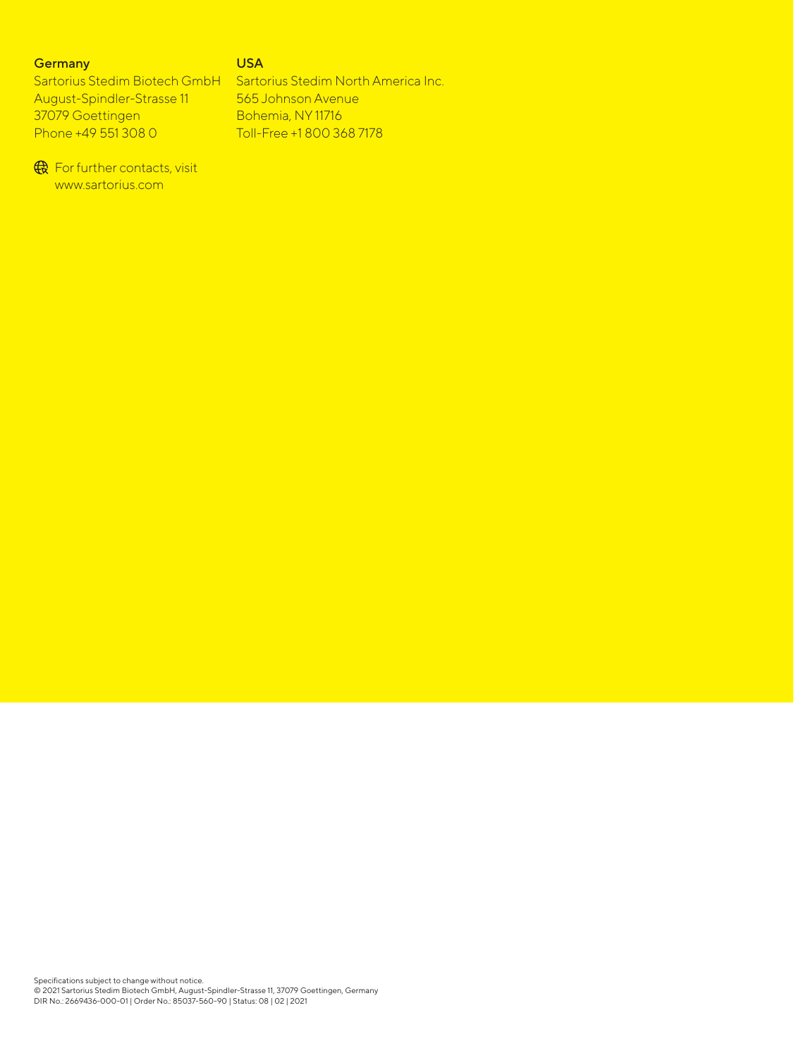**Germany**

Sartorius Stedim Biotech GmbH
August-Spindler-Strasse 11
37079 Goettingen
Phone +49 551 308 0

**USA**

Sartorius Stedim North America Inc.
565 Johnson Avenue
Bohemia, NY 11716
Toll-Free +1 800 368 7178

For further contacts, visit
www.sartorius.com

Specifications subject to change without notice.
© 2021 Sartorius Stedim Biotech GmbH, August-Spindler-Strasse 11, 37079 Goettingen, Germany
DIR No.: 2669436-000-01 | Order No.: 85037-560-90 | Status: 08 | 02 | 2021